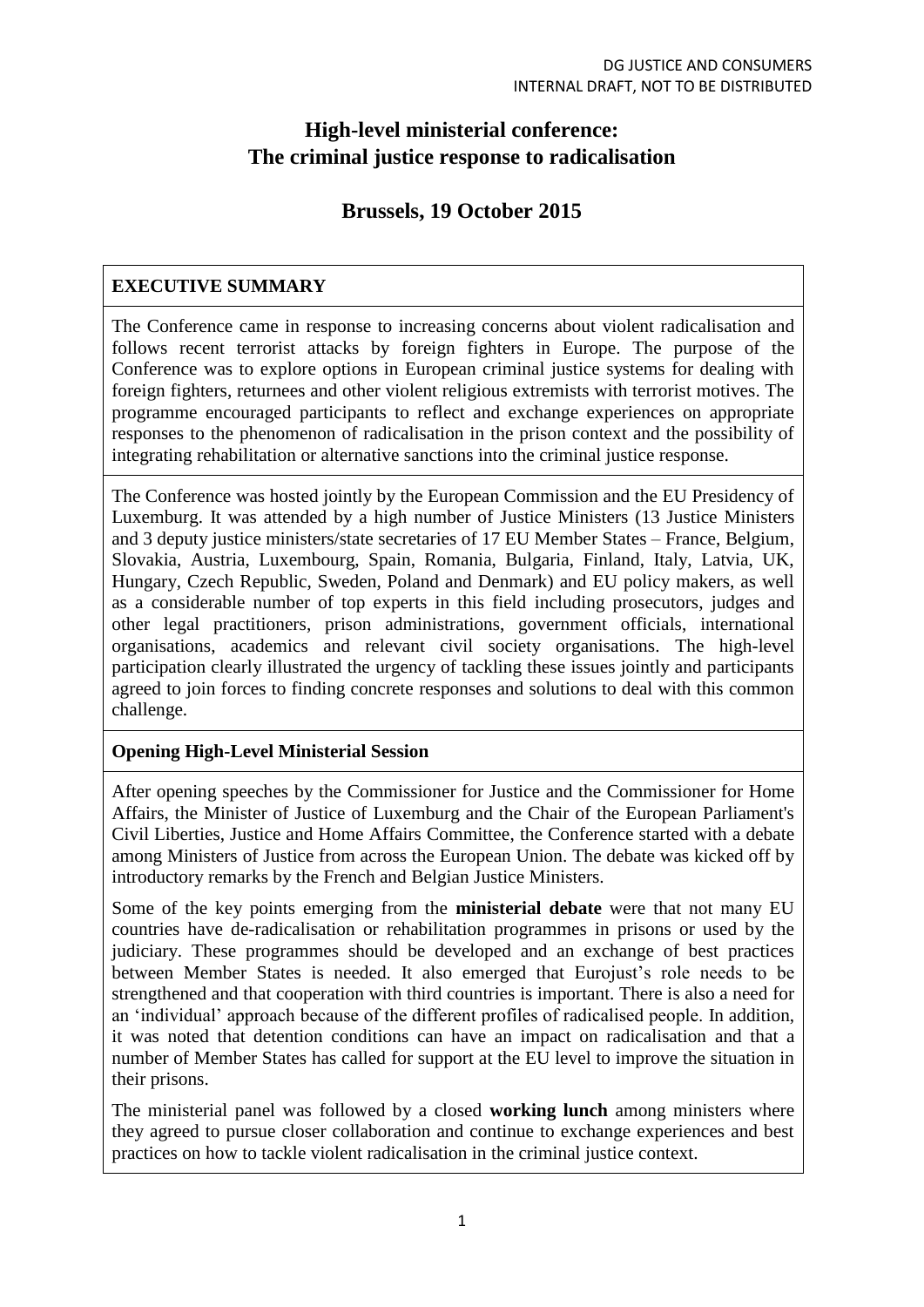DG JUSTICE AND CONSUMERS
INTERNAL DRAFT, NOT TO BE DISTRIBUTED

# High-level ministerial conference: The criminal justice response to radicalisation

## Brussels, 19 October 2015

### EXECUTIVE SUMMARY

The Conference came in response to increasing concerns about violent radicalisation and follows recent terrorist attacks by foreign fighters in Europe. The purpose of the Conference was to explore options in European criminal justice systems for dealing with foreign fighters, returnees and other violent religious extremists with terrorist motives. The programme encouraged participants to reflect and exchange experiences on appropriate responses to the phenomenon of radicalisation in the prison context and the possibility of integrating rehabilitation or alternative sanctions into the criminal justice response.

The Conference was hosted jointly by the European Commission and the EU Presidency of Luxemburg. It was attended by a high number of Justice Ministers (13 Justice Ministers and 3 deputy justice ministers/state secretaries of 17 EU Member States – France, Belgium, Slovakia, Austria, Luxembourg, Spain, Romania, Bulgaria, Finland, Italy, Latvia, UK, Hungary, Czech Republic, Sweden, Poland and Denmark) and EU policy makers, as well as a considerable number of top experts in this field including prosecutors, judges and other legal practitioners, prison administrations, government officials, international organisations, academics and relevant civil society organisations. The high-level participation clearly illustrated the urgency of tackling these issues jointly and participants agreed to join forces to finding concrete responses and solutions to deal with this common challenge.

### Opening High-Level Ministerial Session

After opening speeches by the Commissioner for Justice and the Commissioner for Home Affairs, the Minister of Justice of Luxemburg and the Chair of the European Parliament's Civil Liberties, Justice and Home Affairs Committee, the Conference started with a debate among Ministers of Justice from across the European Union. The debate was kicked off by introductory remarks by the French and Belgian Justice Ministers.

Some of the key points emerging from the **ministerial debate** were that not many EU countries have de-radicalisation or rehabilitation programmes in prisons or used by the judiciary. These programmes should be developed and an exchange of best practices between Member States is needed. It also emerged that Eurojust's role needs to be strengthened and that cooperation with third countries is important. There is also a need for an 'individual' approach because of the different profiles of radicalised people. In addition, it was noted that detention conditions can have an impact on radicalisation and that a number of Member States has called for support at the EU level to improve the situation in their prisons.

The ministerial panel was followed by a closed **working lunch** among ministers where they agreed to pursue closer collaboration and continue to exchange experiences and best practices on how to tackle violent radicalisation in the criminal justice context.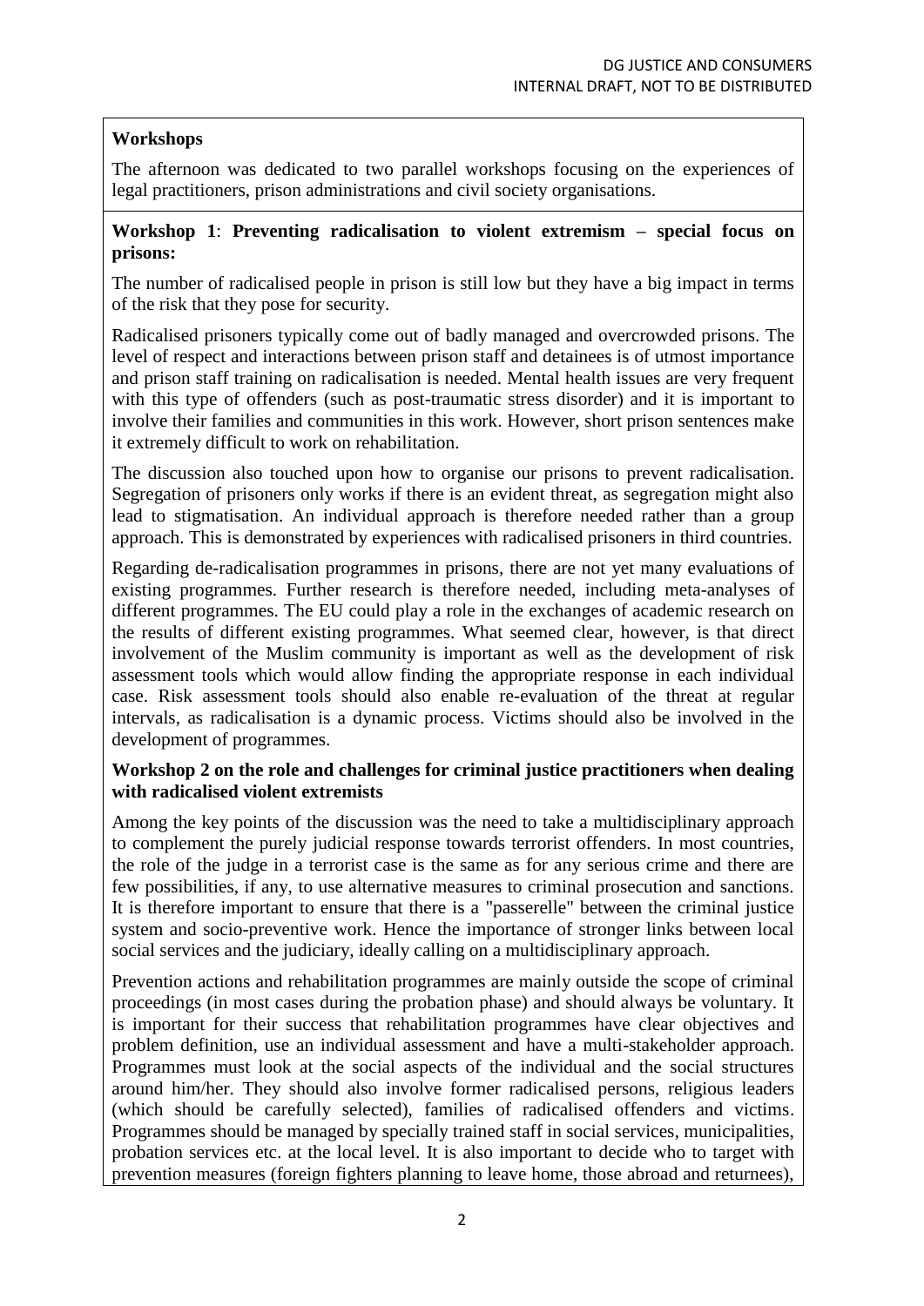**Workshops**

The afternoon was dedicated to two parallel workshops focusing on the experiences of legal practitioners, prison administrations and civil society organisations.

**Workshop 1**: **Preventing radicalisation to violent extremism – special focus on prisons:**

The number of radicalised people in prison is still low but they have a big impact in terms of the risk that they pose for security.

Radicalised prisoners typically come out of badly managed and overcrowded prisons. The level of respect and interactions between prison staff and detainees is of utmost importance and prison staff training on radicalisation is needed. Mental health issues are very frequent with this type of offenders (such as post-traumatic stress disorder) and it is important to involve their families and communities in this work. However, short prison sentences make it extremely difficult to work on rehabilitation.

The discussion also touched upon how to organise our prisons to prevent radicalisation. Segregation of prisoners only works if there is an evident threat, as segregation might also lead to stigmatisation. An individual approach is therefore needed rather than a group approach. This is demonstrated by experiences with radicalised prisoners in third countries.

Regarding de-radicalisation programmes in prisons, there are not yet many evaluations of existing programmes. Further research is therefore needed, including meta-analyses of different programmes. The EU could play a role in the exchanges of academic research on the results of different existing programmes. What seemed clear, however, is that direct involvement of the Muslim community is important as well as the development of risk assessment tools which would allow finding the appropriate response in each individual case. Risk assessment tools should also enable re-evaluation of the threat at regular intervals, as radicalisation is a dynamic process. Victims should also be involved in the development of programmes.

**Workshop 2 on the role and challenges for criminal justice practitioners when dealing with radicalised violent extremists**

Among the key points of the discussion was the need to take a multidisciplinary approach to complement the purely judicial response towards terrorist offenders. In most countries, the role of the judge in a terrorist case is the same as for any serious crime and there are few possibilities, if any, to use alternative measures to criminal prosecution and sanctions. It is therefore important to ensure that there is a "passerelle" between the criminal justice system and socio-preventive work. Hence the importance of stronger links between local social services and the judiciary, ideally calling on a multidisciplinary approach.

Prevention actions and rehabilitation programmes are mainly outside the scope of criminal proceedings (in most cases during the probation phase) and should always be voluntary. It is important for their success that rehabilitation programmes have clear objectives and problem definition, use an individual assessment and have a multi-stakeholder approach. Programmes must look at the social aspects of the individual and the social structures around him/her. They should also involve former radicalised persons, religious leaders (which should be carefully selected), families of radicalised offenders and victims. Programmes should be managed by specially trained staff in social services, municipalities, probation services etc. at the local level. It is also important to decide who to target with prevention measures (foreign fighters planning to leave home, those abroad and returnees),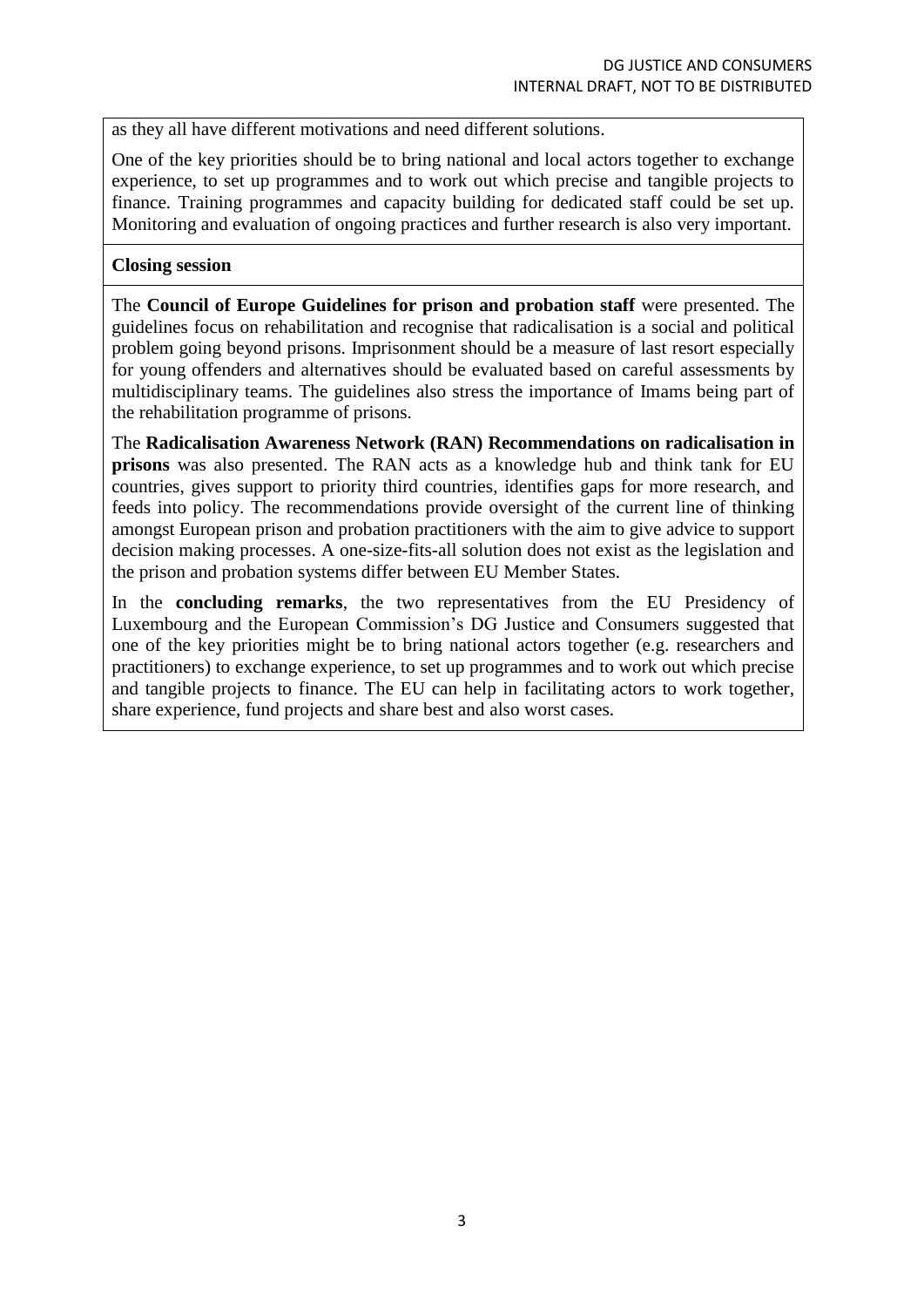as they all have different motivations and need different solutions.

One of the key priorities should be to bring national and local actors together to exchange experience, to set up programmes and to work out which precise and tangible projects to finance. Training programmes and capacity building for dedicated staff could be set up. Monitoring and evaluation of ongoing practices and further research is also very important.

**Closing session**

The **Council of Europe Guidelines for prison and probation staff** were presented. The guidelines focus on rehabilitation and recognise that radicalisation is a social and political problem going beyond prisons. Imprisonment should be a measure of last resort especially for young offenders and alternatives should be evaluated based on careful assessments by multidisciplinary teams. The guidelines also stress the importance of Imams being part of the rehabilitation programme of prisons.

The **Radicalisation Awareness Network (RAN) Recommendations on radicalisation in prisons** was also presented. The RAN acts as a knowledge hub and think tank for EU countries, gives support to priority third countries, identifies gaps for more research, and feeds into policy. The recommendations provide oversight of the current line of thinking amongst European prison and probation practitioners with the aim to give advice to support decision making processes. A one-size-fits-all solution does not exist as the legislation and the prison and probation systems differ between EU Member States.

In the **concluding remarks**, the two representatives from the EU Presidency of Luxembourg and the European Commission's DG Justice and Consumers suggested that one of the key priorities might be to bring national actors together (e.g. researchers and practitioners) to exchange experience, to set up programmes and to work out which precise and tangible projects to finance. The EU can help in facilitating actors to work together, share experience, fund projects and share best and also worst cases.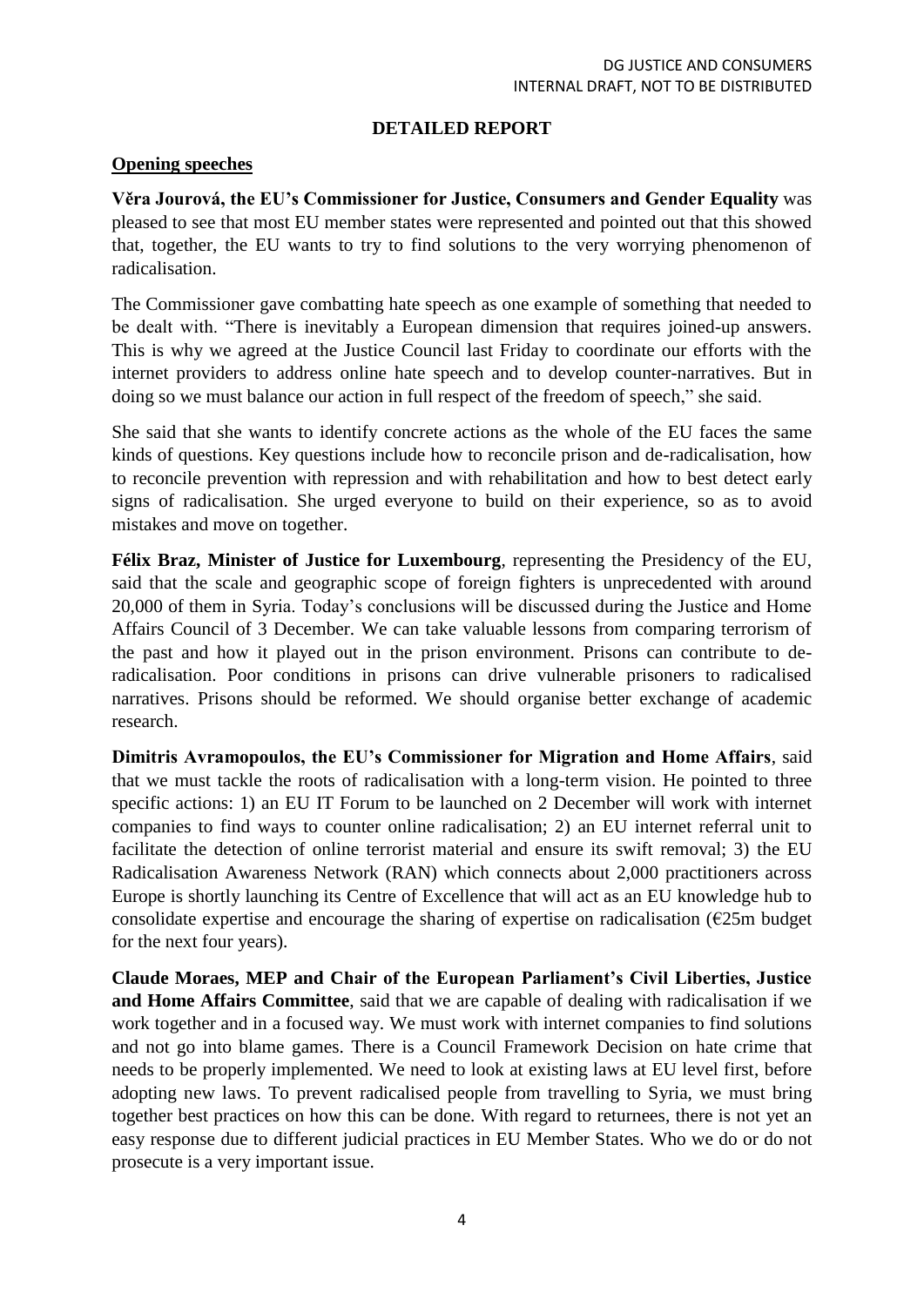## DETAILED REPORT

### Opening speeches

**Věra Jourová, the EU's Commissioner for Justice, Consumers and Gender Equality** was pleased to see that most EU member states were represented and pointed out that this showed that, together, the EU wants to try to find solutions to the very worrying phenomenon of radicalisation.

The Commissioner gave combatting hate speech as one example of something that needed to be dealt with. "There is inevitably a European dimension that requires joined-up answers. This is why we agreed at the Justice Council last Friday to coordinate our efforts with the internet providers to address online hate speech and to develop counter-narratives. But in doing so we must balance our action in full respect of the freedom of speech," she said.

She said that she wants to identify concrete actions as the whole of the EU faces the same kinds of questions. Key questions include how to reconcile prison and de-radicalisation, how to reconcile prevention with repression and with rehabilitation and how to best detect early signs of radicalisation. She urged everyone to build on their experience, so as to avoid mistakes and move on together.

**Félix Braz, Minister of Justice for Luxembourg**, representing the Presidency of the EU, said that the scale and geographic scope of foreign fighters is unprecedented with around 20,000 of them in Syria. Today's conclusions will be discussed during the Justice and Home Affairs Council of 3 December. We can take valuable lessons from comparing terrorism of the past and how it played out in the prison environment. Prisons can contribute to de-radicalisation. Poor conditions in prisons can drive vulnerable prisoners to radicalised narratives. Prisons should be reformed. We should organise better exchange of academic research.

**Dimitris Avramopoulos, the EU's Commissioner for Migration and Home Affairs**, said that we must tackle the roots of radicalisation with a long-term vision. He pointed to three specific actions: 1) an EU IT Forum to be launched on 2 December will work with internet companies to find ways to counter online radicalisation; 2) an EU internet referral unit to facilitate the detection of online terrorist material and ensure its swift removal; 3) the EU Radicalisation Awareness Network (RAN) which connects about 2,000 practitioners across Europe is shortly launching its Centre of Excellence that will act as an EU knowledge hub to consolidate expertise and encourage the sharing of expertise on radicalisation (€25m budget for the next four years).

**Claude Moraes, MEP and Chair of the European Parliament's Civil Liberties, Justice and Home Affairs Committee**, said that we are capable of dealing with radicalisation if we work together and in a focused way. We must work with internet companies to find solutions and not go into blame games. There is a Council Framework Decision on hate crime that needs to be properly implemented. We need to look at existing laws at EU level first, before adopting new laws. To prevent radicalised people from travelling to Syria, we must bring together best practices on how this can be done. With regard to returnees, there is not yet an easy response due to different judicial practices in EU Member States. Who we do or do not prosecute is a very important issue.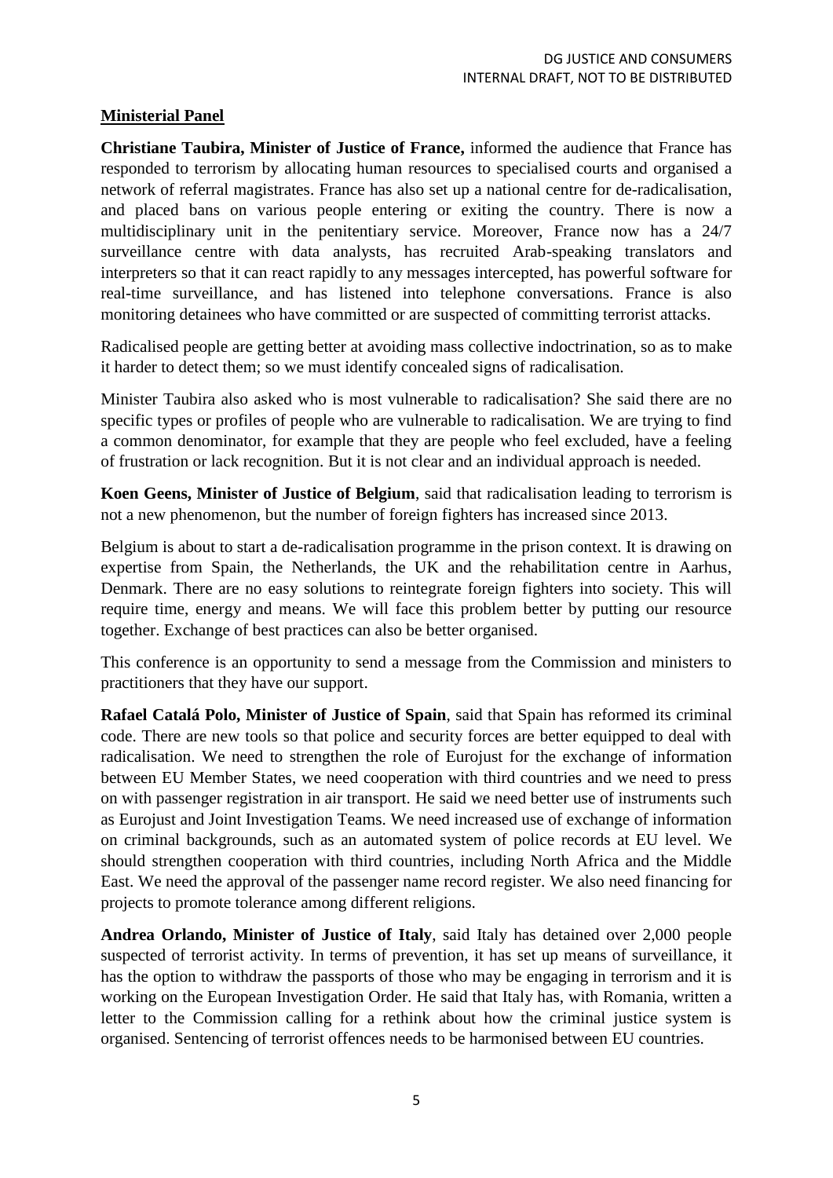## Ministerial Panel

**Christiane Taubira, Minister of Justice of France,** informed the audience that France has responded to terrorism by allocating human resources to specialised courts and organised a network of referral magistrates. France has also set up a national centre for de-radicalisation, and placed bans on various people entering or exiting the country. There is now a multidisciplinary unit in the penitentiary service. Moreover, France now has a 24/7 surveillance centre with data analysts, has recruited Arab-speaking translators and interpreters so that it can react rapidly to any messages intercepted, has powerful software for real-time surveillance, and has listened into telephone conversations. France is also monitoring detainees who have committed or are suspected of committing terrorist attacks.

Radicalised people are getting better at avoiding mass collective indoctrination, so as to make it harder to detect them; so we must identify concealed signs of radicalisation.

Minister Taubira also asked who is most vulnerable to radicalisation? She said there are no specific types or profiles of people who are vulnerable to radicalisation. We are trying to find a common denominator, for example that they are people who feel excluded, have a feeling of frustration or lack recognition. But it is not clear and an individual approach is needed.

**Koen Geens, Minister of Justice of Belgium**, said that radicalisation leading to terrorism is not a new phenomenon, but the number of foreign fighters has increased since 2013.

Belgium is about to start a de-radicalisation programme in the prison context. It is drawing on expertise from Spain, the Netherlands, the UK and the rehabilitation centre in Aarhus, Denmark. There are no easy solutions to reintegrate foreign fighters into society. This will require time, energy and means. We will face this problem better by putting our resource together. Exchange of best practices can also be better organised.

This conference is an opportunity to send a message from the Commission and ministers to practitioners that they have our support.

**Rafael Catalá Polo, Minister of Justice of Spain**, said that Spain has reformed its criminal code. There are new tools so that police and security forces are better equipped to deal with radicalisation. We need to strengthen the role of Eurojust for the exchange of information between EU Member States, we need cooperation with third countries and we need to press on with passenger registration in air transport. He said we need better use of instruments such as Eurojust and Joint Investigation Teams. We need increased use of exchange of information on criminal backgrounds, such as an automated system of police records at EU level. We should strengthen cooperation with third countries, including North Africa and the Middle East. We need the approval of the passenger name record register. We also need financing for projects to promote tolerance among different religions.

**Andrea Orlando, Minister of Justice of Italy**, said Italy has detained over 2,000 people suspected of terrorist activity. In terms of prevention, it has set up means of surveillance, it has the option to withdraw the passports of those who may be engaging in terrorism and it is working on the European Investigation Order. He said that Italy has, with Romania, written a letter to the Commission calling for a rethink about how the criminal justice system is organised. Sentencing of terrorist offences needs to be harmonised between EU countries.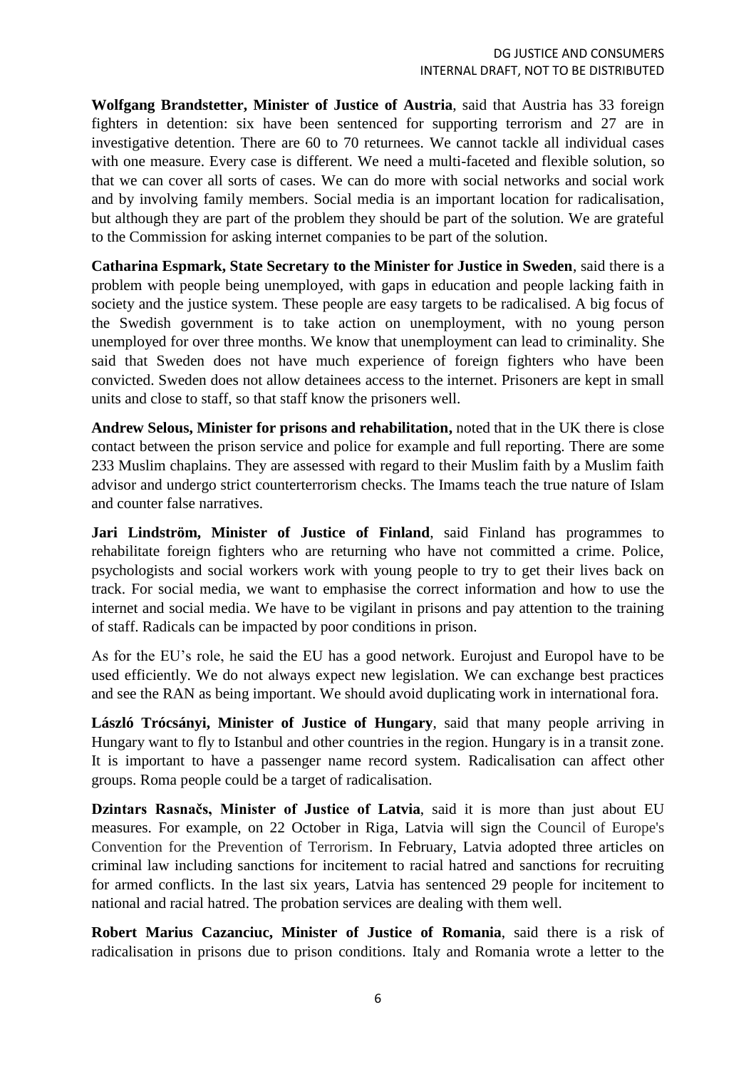**Wolfgang Brandstetter, Minister of Justice of Austria**, said that Austria has 33 foreign fighters in detention: six have been sentenced for supporting terrorism and 27 are in investigative detention. There are 60 to 70 returnees. We cannot tackle all individual cases with one measure. Every case is different. We need a multi-faceted and flexible solution, so that we can cover all sorts of cases. We can do more with social networks and social work and by involving family members. Social media is an important location for radicalisation, but although they are part of the problem they should be part of the solution. We are grateful to the Commission for asking internet companies to be part of the solution.

**Catharina Espmark, State Secretary to the Minister for Justice in Sweden**, said there is a problem with people being unemployed, with gaps in education and people lacking faith in society and the justice system. These people are easy targets to be radicalised. A big focus of the Swedish government is to take action on unemployment, with no young person unemployed for over three months. We know that unemployment can lead to criminality. She said that Sweden does not have much experience of foreign fighters who have been convicted. Sweden does not allow detainees access to the internet. Prisoners are kept in small units and close to staff, so that staff know the prisoners well.

**Andrew Selous, Minister for prisons and rehabilitation,** noted that in the UK there is close contact between the prison service and police for example and full reporting. There are some 233 Muslim chaplains. They are assessed with regard to their Muslim faith by a Muslim faith advisor and undergo strict counterterrorism checks. The Imams teach the true nature of Islam and counter false narratives.

**Jari Lindström, Minister of Justice of Finland**, said Finland has programmes to rehabilitate foreign fighters who are returning who have not committed a crime. Police, psychologists and social workers work with young people to try to get their lives back on track. For social media, we want to emphasise the correct information and how to use the internet and social media. We have to be vigilant in prisons and pay attention to the training of staff. Radicals can be impacted by poor conditions in prison.

As for the EU's role, he said the EU has a good network. Eurojust and Europol have to be used efficiently. We do not always expect new legislation. We can exchange best practices and see the RAN as being important. We should avoid duplicating work in international fora.

**László Trócsányi, Minister of Justice of Hungary**, said that many people arriving in Hungary want to fly to Istanbul and other countries in the region. Hungary is in a transit zone. It is important to have a passenger name record system. Radicalisation can affect other groups. Roma people could be a target of radicalisation.

**Dzintars Rasnačs, Minister of Justice of Latvia**, said it is more than just about EU measures. For example, on 22 October in Riga, Latvia will sign the Council of Europe's Convention for the Prevention of Terrorism. In February, Latvia adopted three articles on criminal law including sanctions for incitement to racial hatred and sanctions for recruiting for armed conflicts. In the last six years, Latvia has sentenced 29 people for incitement to national and racial hatred. The probation services are dealing with them well.

**Robert Marius Cazanciuc, Minister of Justice of Romania**, said there is a risk of radicalisation in prisons due to prison conditions. Italy and Romania wrote a letter to the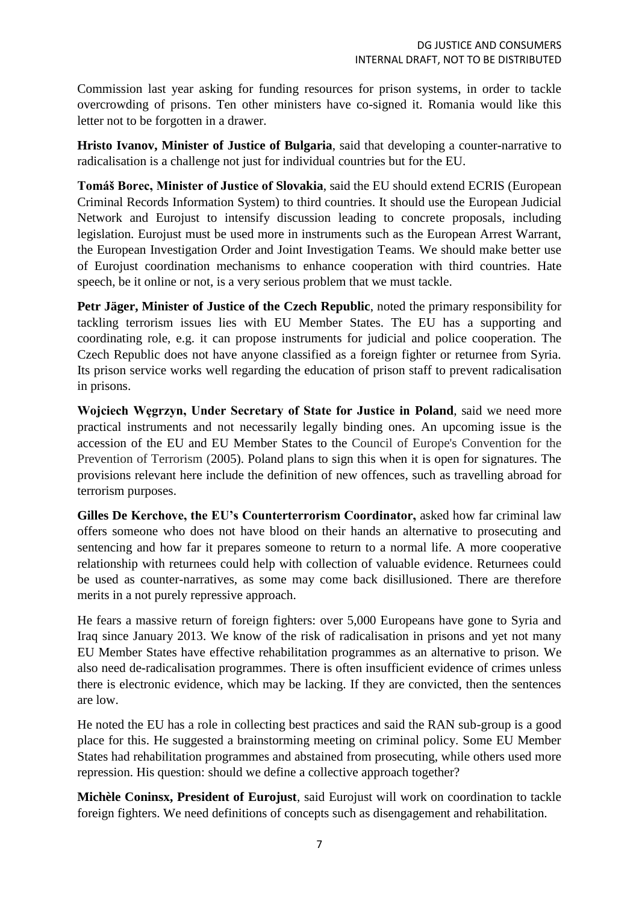Commission last year asking for funding resources for prison systems, in order to tackle overcrowding of prisons. Ten other ministers have co-signed it. Romania would like this letter not to be forgotten in a drawer.

**Hristo Ivanov, Minister of Justice of Bulgaria**, said that developing a counter-narrative to radicalisation is a challenge not just for individual countries but for the EU.

**Tomáš Borec, Minister of Justice of Slovakia**, said the EU should extend ECRIS (European Criminal Records Information System) to third countries. It should use the European Judicial Network and Eurojust to intensify discussion leading to concrete proposals, including legislation. Eurojust must be used more in instruments such as the European Arrest Warrant, the European Investigation Order and Joint Investigation Teams. We should make better use of Eurojust coordination mechanisms to enhance cooperation with third countries. Hate speech, be it online or not, is a very serious problem that we must tackle.

**Petr Jäger, Minister of Justice of the Czech Republic**, noted the primary responsibility for tackling terrorism issues lies with EU Member States. The EU has a supporting and coordinating role, e.g. it can propose instruments for judicial and police cooperation. The Czech Republic does not have anyone classified as a foreign fighter or returnee from Syria. Its prison service works well regarding the education of prison staff to prevent radicalisation in prisons.

**Wojciech Węgrzyn, Under Secretary of State for Justice in Poland**, said we need more practical instruments and not necessarily legally binding ones. An upcoming issue is the accession of the EU and EU Member States to the Council of Europe's Convention for the Prevention of Terrorism (2005). Poland plans to sign this when it is open for signatures. The provisions relevant here include the definition of new offences, such as travelling abroad for terrorism purposes.

**Gilles De Kerchove, the EU's Counterterrorism Coordinator,** asked how far criminal law offers someone who does not have blood on their hands an alternative to prosecuting and sentencing and how far it prepares someone to return to a normal life. A more cooperative relationship with returnees could help with collection of valuable evidence. Returnees could be used as counter-narratives, as some may come back disillusioned. There are therefore merits in a not purely repressive approach.

He fears a massive return of foreign fighters: over 5,000 Europeans have gone to Syria and Iraq since January 2013. We know of the risk of radicalisation in prisons and yet not many EU Member States have effective rehabilitation programmes as an alternative to prison. We also need de-radicalisation programmes. There is often insufficient evidence of crimes unless there is electronic evidence, which may be lacking. If they are convicted, then the sentences are low.

He noted the EU has a role in collecting best practices and said the RAN sub-group is a good place for this. He suggested a brainstorming meeting on criminal policy. Some EU Member States had rehabilitation programmes and abstained from prosecuting, while others used more repression. His question: should we define a collective approach together?

**Michèle Coninsx, President of Eurojust**, said Eurojust will work on coordination to tackle foreign fighters. We need definitions of concepts such as disengagement and rehabilitation.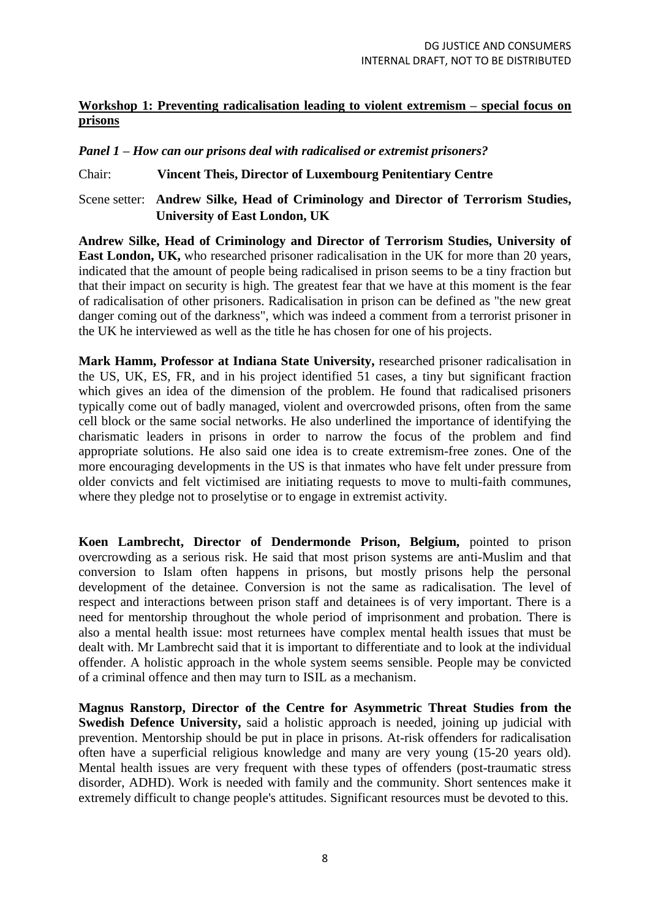**Workshop 1: Preventing radicalisation leading to violent extremism – special focus on prisons**

***Panel 1 – How can our prisons deal with radicalised or extremist prisoners?***

Chair: **Vincent Theis, Director of Luxembourg Penitentiary Centre**

Scene setter: **Andrew Silke, Head of Criminology and Director of Terrorism Studies, University of East London, UK**

**Andrew Silke, Head of Criminology and Director of Terrorism Studies, University of East London, UK,** who researched prisoner radicalisation in the UK for more than 20 years, indicated that the amount of people being radicalised in prison seems to be a tiny fraction but that their impact on security is high. The greatest fear that we have at this moment is the fear of radicalisation of other prisoners. Radicalisation in prison can be defined as "the new great danger coming out of the darkness", which was indeed a comment from a terrorist prisoner in the UK he interviewed as well as the title he has chosen for one of his projects.

**Mark Hamm, Professor at Indiana State University,** researched prisoner radicalisation in the US, UK, ES, FR, and in his project identified 51 cases, a tiny but significant fraction which gives an idea of the dimension of the problem. He found that radicalised prisoners typically come out of badly managed, violent and overcrowded prisons, often from the same cell block or the same social networks. He also underlined the importance of identifying the charismatic leaders in prisons in order to narrow the focus of the problem and find appropriate solutions. He also said one idea is to create extremism-free zones. One of the more encouraging developments in the US is that inmates who have felt under pressure from older convicts and felt victimised are initiating requests to move to multi-faith communes, where they pledge not to proselytise or to engage in extremist activity.

**Koen Lambrecht, Director of Dendermonde Prison, Belgium,** pointed to prison overcrowding as a serious risk. He said that most prison systems are anti-Muslim and that conversion to Islam often happens in prisons, but mostly prisons help the personal development of the detainee. Conversion is not the same as radicalisation. The level of respect and interactions between prison staff and detainees is of very important. There is a need for mentorship throughout the whole period of imprisonment and probation. There is also a mental health issue: most returnees have complex mental health issues that must be dealt with. Mr Lambrecht said that it is important to differentiate and to look at the individual offender. A holistic approach in the whole system seems sensible. People may be convicted of a criminal offence and then may turn to ISIL as a mechanism.

**Magnus Ranstorp, Director of the Centre for Asymmetric Threat Studies from the Swedish Defence University,** said a holistic approach is needed, joining up judicial with prevention. Mentorship should be put in place in prisons. At-risk offenders for radicalisation often have a superficial religious knowledge and many are very young (15-20 years old). Mental health issues are very frequent with these types of offenders (post-traumatic stress disorder, ADHD). Work is needed with family and the community. Short sentences make it extremely difficult to change people's attitudes. Significant resources must be devoted to this.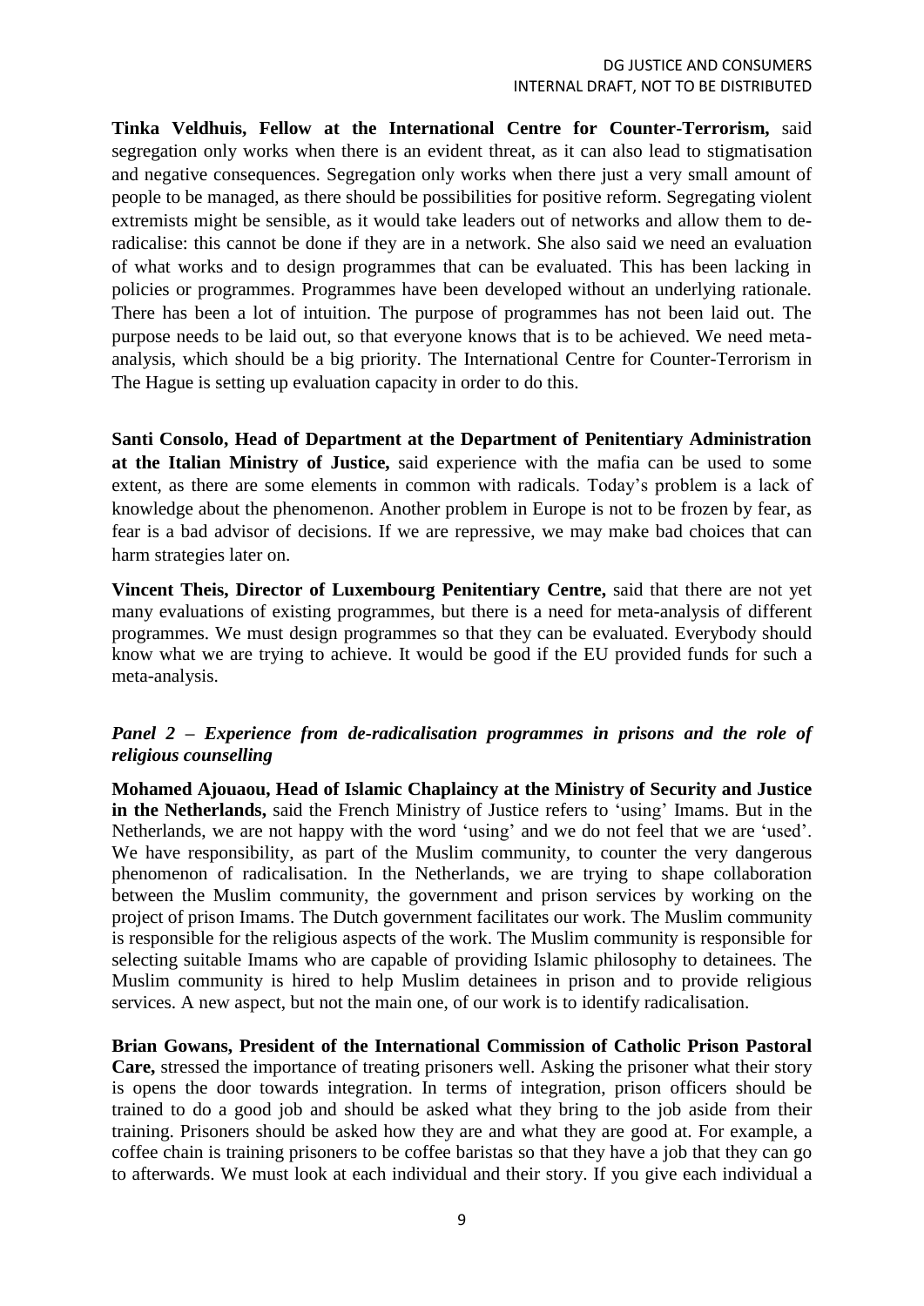**Tinka Veldhuis, Fellow at the International Centre for Counter-Terrorism,** said segregation only works when there is an evident threat, as it can also lead to stigmatisation and negative consequences. Segregation only works when there just a very small amount of people to be managed, as there should be possibilities for positive reform. Segregating violent extremists might be sensible, as it would take leaders out of networks and allow them to de-radicalise: this cannot be done if they are in a network. She also said we need an evaluation of what works and to design programmes that can be evaluated. This has been lacking in policies or programmes. Programmes have been developed without an underlying rationale. There has been a lot of intuition. The purpose of programmes has not been laid out. The purpose needs to be laid out, so that everyone knows that is to be achieved. We need meta-analysis, which should be a big priority. The International Centre for Counter-Terrorism in The Hague is setting up evaluation capacity in order to do this.

**Santi Consolo, Head of Department at the Department of Penitentiary Administration at the Italian Ministry of Justice,** said experience with the mafia can be used to some extent, as there are some elements in common with radicals. Today's problem is a lack of knowledge about the phenomenon. Another problem in Europe is not to be frozen by fear, as fear is a bad advisor of decisions. If we are repressive, we may make bad choices that can harm strategies later on.

**Vincent Theis, Director of Luxembourg Penitentiary Centre,** said that there are not yet many evaluations of existing programmes, but there is a need for meta-analysis of different programmes. We must design programmes so that they can be evaluated. Everybody should know what we are trying to achieve. It would be good if the EU provided funds for such a meta-analysis.

### *Panel 2 – Experience from de-radicalisation programmes in prisons and the role of religious counselling*

**Mohamed Ajouaou, Head of Islamic Chaplaincy at the Ministry of Security and Justice in the Netherlands,** said the French Ministry of Justice refers to 'using' Imams. But in the Netherlands, we are not happy with the word 'using' and we do not feel that we are 'used'. We have responsibility, as part of the Muslim community, to counter the very dangerous phenomenon of radicalisation. In the Netherlands, we are trying to shape collaboration between the Muslim community, the government and prison services by working on the project of prison Imams. The Dutch government facilitates our work. The Muslim community is responsible for the religious aspects of the work. The Muslim community is responsible for selecting suitable Imams who are capable of providing Islamic philosophy to detainees. The Muslim community is hired to help Muslim detainees in prison and to provide religious services. A new aspect, but not the main one, of our work is to identify radicalisation.

**Brian Gowans, President of the International Commission of Catholic Prison Pastoral Care,** stressed the importance of treating prisoners well. Asking the prisoner what their story is opens the door towards integration. In terms of integration, prison officers should be trained to do a good job and should be asked what they bring to the job aside from their training. Prisoners should be asked how they are and what they are good at. For example, a coffee chain is training prisoners to be coffee baristas so that they have a job that they can go to afterwards. We must look at each individual and their story. If you give each individual a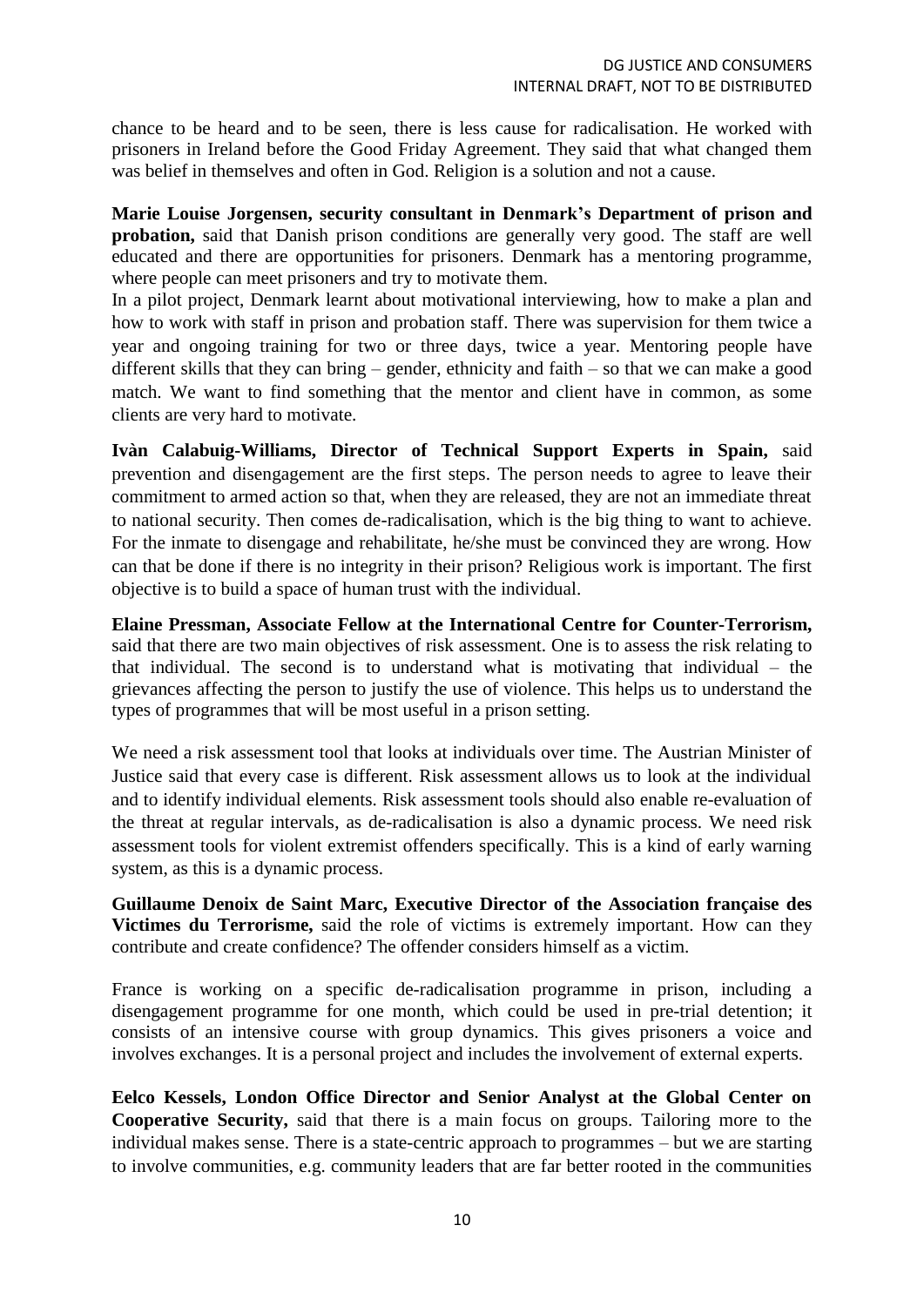chance to be heard and to be seen, there is less cause for radicalisation. He worked with prisoners in Ireland before the Good Friday Agreement. They said that what changed them was belief in themselves and often in God. Religion is a solution and not a cause.

**Marie Louise Jorgensen, security consultant in Denmark's Department of prison and probation,** said that Danish prison conditions are generally very good. The staff are well educated and there are opportunities for prisoners. Denmark has a mentoring programme, where people can meet prisoners and try to motivate them.

In a pilot project, Denmark learnt about motivational interviewing, how to make a plan and how to work with staff in prison and probation staff. There was supervision for them twice a year and ongoing training for two or three days, twice a year. Mentoring people have different skills that they can bring – gender, ethnicity and faith – so that we can make a good match. We want to find something that the mentor and client have in common, as some clients are very hard to motivate.

**Ivàn Calabuig-Williams, Director of Technical Support Experts in Spain,** said prevention and disengagement are the first steps. The person needs to agree to leave their commitment to armed action so that, when they are released, they are not an immediate threat to national security. Then comes de-radicalisation, which is the big thing to want to achieve. For the inmate to disengage and rehabilitate, he/she must be convinced they are wrong. How can that be done if there is no integrity in their prison? Religious work is important. The first objective is to build a space of human trust with the individual.

**Elaine Pressman, Associate Fellow at the International Centre for Counter-Terrorism,** said that there are two main objectives of risk assessment. One is to assess the risk relating to that individual. The second is to understand what is motivating that individual – the grievances affecting the person to justify the use of violence. This helps us to understand the types of programmes that will be most useful in a prison setting.

We need a risk assessment tool that looks at individuals over time. The Austrian Minister of Justice said that every case is different. Risk assessment allows us to look at the individual and to identify individual elements. Risk assessment tools should also enable re-evaluation of the threat at regular intervals, as de-radicalisation is also a dynamic process. We need risk assessment tools for violent extremist offenders specifically. This is a kind of early warning system, as this is a dynamic process.

**Guillaume Denoix de Saint Marc, Executive Director of the Association française des Victimes du Terrorisme,** said the role of victims is extremely important. How can they contribute and create confidence? The offender considers himself as a victim.

France is working on a specific de-radicalisation programme in prison, including a disengagement programme for one month, which could be used in pre-trial detention; it consists of an intensive course with group dynamics. This gives prisoners a voice and involves exchanges. It is a personal project and includes the involvement of external experts.

**Eelco Kessels, London Office Director and Senior Analyst at the Global Center on Cooperative Security,** said that there is a main focus on groups. Tailoring more to the individual makes sense. There is a state-centric approach to programmes – but we are starting to involve communities, e.g. community leaders that are far better rooted in the communities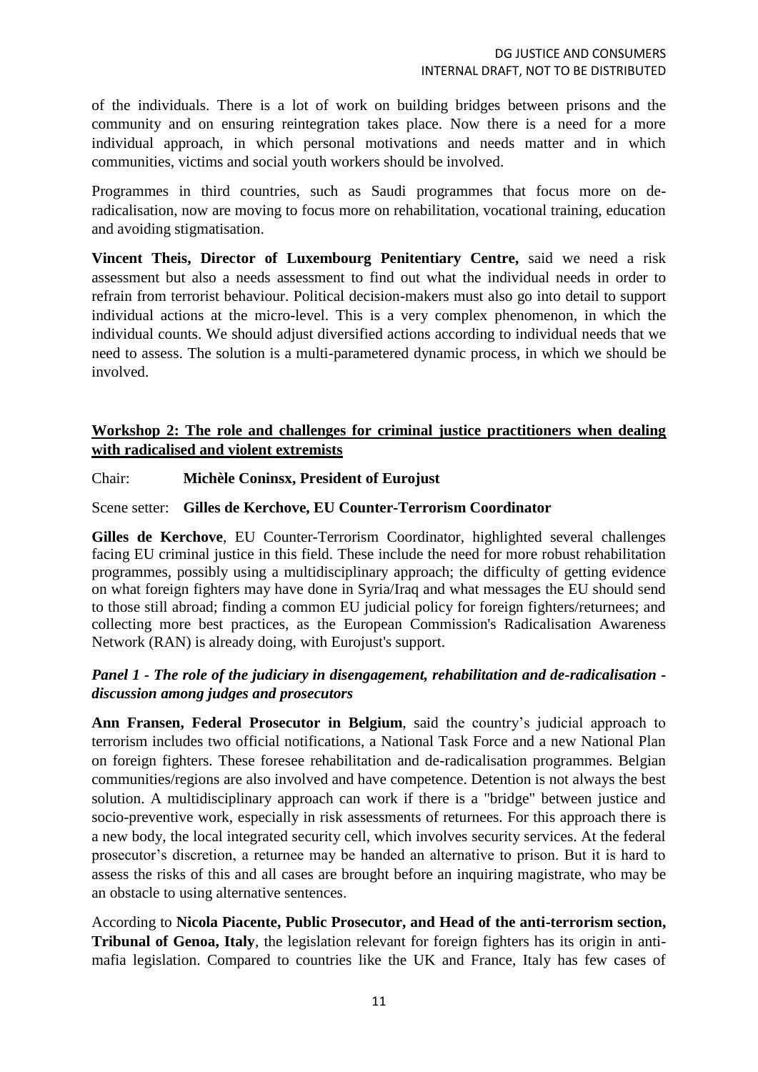of the individuals. There is a lot of work on building bridges between prisons and the community and on ensuring reintegration takes place. Now there is a need for a more individual approach, in which personal motivations and needs matter and in which communities, victims and social youth workers should be involved.

Programmes in third countries, such as Saudi programmes that focus more on de-radicalisation, now are moving to focus more on rehabilitation, vocational training, education and avoiding stigmatisation.

**Vincent Theis, Director of Luxembourg Penitentiary Centre,** said we need a risk assessment but also a needs assessment to find out what the individual needs in order to refrain from terrorist behaviour. Political decision-makers must also go into detail to support individual actions at the micro-level. This is a very complex phenomenon, in which the individual counts. We should adjust diversified actions according to individual needs that we need to assess. The solution is a multi-parametered dynamic process, in which we should be involved.

## Workshop 2: The role and challenges for criminal justice practitioners when dealing with radicalised and violent extremists

Chair: **Michèle Coninsx, President of Eurojust**

Scene setter: **Gilles de Kerchove, EU Counter-Terrorism Coordinator**

**Gilles de Kerchove**, EU Counter-Terrorism Coordinator, highlighted several challenges facing EU criminal justice in this field. These include the need for more robust rehabilitation programmes, possibly using a multidisciplinary approach; the difficulty of getting evidence on what foreign fighters may have done in Syria/Iraq and what messages the EU should send to those still abroad; finding a common EU judicial policy for foreign fighters/returnees; and collecting more best practices, as the European Commission's Radicalisation Awareness Network (RAN) is already doing, with Eurojust's support.

### *Panel 1 - The role of the judiciary in disengagement, rehabilitation and de-radicalisation - discussion among judges and prosecutors*

**Ann Fransen, Federal Prosecutor in Belgium**, said the country's judicial approach to terrorism includes two official notifications, a National Task Force and a new National Plan on foreign fighters. These foresee rehabilitation and de-radicalisation programmes. Belgian communities/regions are also involved and have competence. Detention is not always the best solution. A multidisciplinary approach can work if there is a "bridge" between justice and socio-preventive work, especially in risk assessments of returnees. For this approach there is a new body, the local integrated security cell, which involves security services. At the federal prosecutor's discretion, a returnee may be handed an alternative to prison. But it is hard to assess the risks of this and all cases are brought before an inquiring magistrate, who may be an obstacle to using alternative sentences.

According to **Nicola Piacente, Public Prosecutor, and Head of the anti-terrorism section, Tribunal of Genoa, Italy**, the legislation relevant for foreign fighters has its origin in anti-mafia legislation. Compared to countries like the UK and France, Italy has few cases of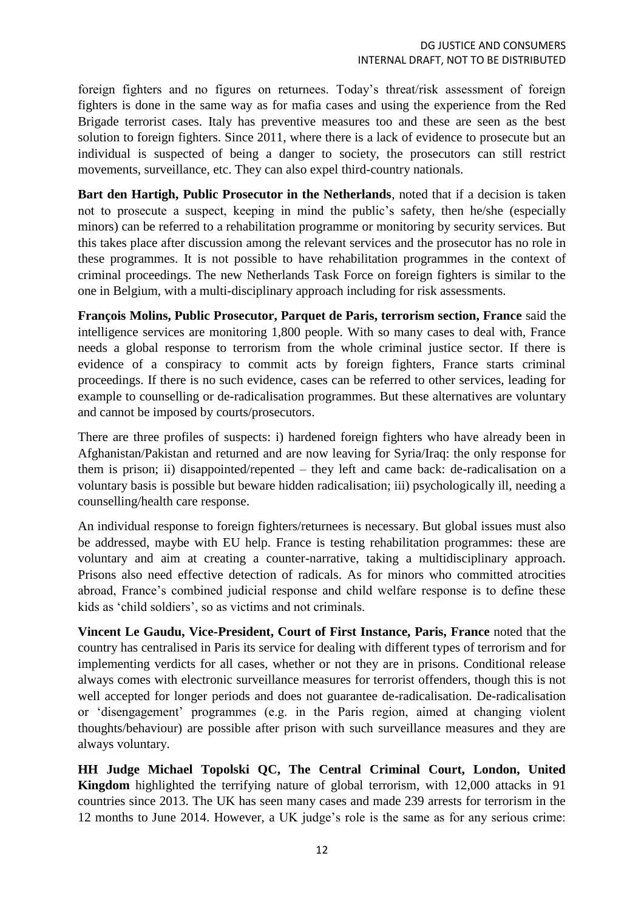foreign fighters and no figures on returnees. Today's threat/risk assessment of foreign fighters is done in the same way as for mafia cases and using the experience from the Red Brigade terrorist cases. Italy has preventive measures too and these are seen as the best solution to foreign fighters. Since 2011, where there is a lack of evidence to prosecute but an individual is suspected of being a danger to society, the prosecutors can still restrict movements, surveillance, etc. They can also expel third-country nationals.

**Bart den Hartigh, Public Prosecutor in the Netherlands**, noted that if a decision is taken not to prosecute a suspect, keeping in mind the public's safety, then he/she (especially minors) can be referred to a rehabilitation programme or monitoring by security services. But this takes place after discussion among the relevant services and the prosecutor has no role in these programmes. It is not possible to have rehabilitation programmes in the context of criminal proceedings. The new Netherlands Task Force on foreign fighters is similar to the one in Belgium, with a multi-disciplinary approach including for risk assessments.

**François Molins, Public Prosecutor, Parquet de Paris, terrorism section, France** said the intelligence services are monitoring 1,800 people. With so many cases to deal with, France needs a global response to terrorism from the whole criminal justice sector. If there is evidence of a conspiracy to commit acts by foreign fighters, France starts criminal proceedings. If there is no such evidence, cases can be referred to other services, leading for example to counselling or de-radicalisation programmes. But these alternatives are voluntary and cannot be imposed by courts/prosecutors.

There are three profiles of suspects: i) hardened foreign fighters who have already been in Afghanistan/Pakistan and returned and are now leaving for Syria/Iraq: the only response for them is prison; ii) disappointed/repented – they left and came back: de-radicalisation on a voluntary basis is possible but beware hidden radicalisation; iii) psychologically ill, needing a counselling/health care response.

An individual response to foreign fighters/returnees is necessary. But global issues must also be addressed, maybe with EU help. France is testing rehabilitation programmes: these are voluntary and aim at creating a counter-narrative, taking a multidisciplinary approach. Prisons also need effective detection of radicals. As for minors who committed atrocities abroad, France's combined judicial response and child welfare response is to define these kids as 'child soldiers', so as victims and not criminals.

**Vincent Le Gaudu, Vice-President, Court of First Instance, Paris, France** noted that the country has centralised in Paris its service for dealing with different types of terrorism and for implementing verdicts for all cases, whether or not they are in prisons. Conditional release always comes with electronic surveillance measures for terrorist offenders, though this is not well accepted for longer periods and does not guarantee de-radicalisation. De-radicalisation or 'disengagement' programmes (e.g. in the Paris region, aimed at changing violent thoughts/behaviour) are possible after prison with such surveillance measures and they are always voluntary.

**HH Judge Michael Topolski QC, The Central Criminal Court, London, United Kingdom** highlighted the terrifying nature of global terrorism, with 12,000 attacks in 91 countries since 2013. The UK has seen many cases and made 239 arrests for terrorism in the 12 months to June 2014. However, a UK judge's role is the same as for any serious crime: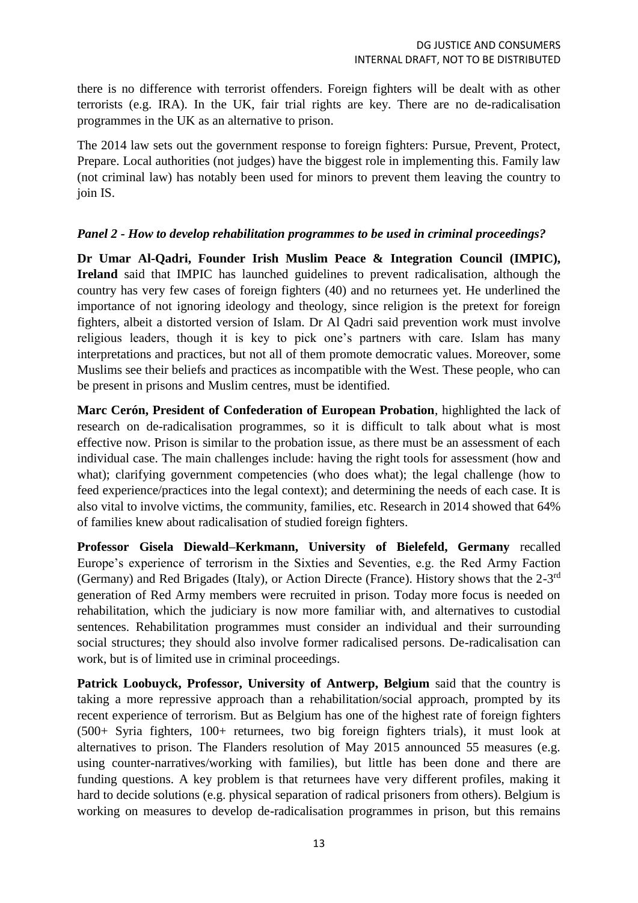there is no difference with terrorist offenders. Foreign fighters will be dealt with as other terrorists (e.g. IRA). In the UK, fair trial rights are key. There are no de-radicalisation programmes in the UK as an alternative to prison.

The 2014 law sets out the government response to foreign fighters: Pursue, Prevent, Protect, Prepare. Local authorities (not judges) have the biggest role in implementing this. Family law (not criminal law) has notably been used for minors to prevent them leaving the country to join IS.

***Panel 2 - How to develop rehabilitation programmes to be used in criminal proceedings?***

**Dr Umar Al-Qadri, Founder Irish Muslim Peace & Integration Council (IMPIC), Ireland** said that IMPIC has launched guidelines to prevent radicalisation, although the country has very few cases of foreign fighters (40) and no returnees yet. He underlined the importance of not ignoring ideology and theology, since religion is the pretext for foreign fighters, albeit a distorted version of Islam. Dr Al Qadri said prevention work must involve religious leaders, though it is key to pick one's partners with care. Islam has many interpretations and practices, but not all of them promote democratic values. Moreover, some Muslims see their beliefs and practices as incompatible with the West. These people, who can be present in prisons and Muslim centres, must be identified.

**Marc Cerón, President of Confederation of European Probation**, highlighted the lack of research on de-radicalisation programmes, so it is difficult to talk about what is most effective now. Prison is similar to the probation issue, as there must be an assessment of each individual case. The main challenges include: having the right tools for assessment (how and what); clarifying government competencies (who does what); the legal challenge (how to feed experience/practices into the legal context); and determining the needs of each case. It is also vital to involve victims, the community, families, etc. Research in 2014 showed that 64% of families knew about radicalisation of studied foreign fighters.

**Professor Gisela Diewald–Kerkmann, University of Bielefeld, Germany** recalled Europe's experience of terrorism in the Sixties and Seventies, e.g. the Red Army Faction (Germany) and Red Brigades (Italy), or Action Directe (France). History shows that the 2-3rd generation of Red Army members were recruited in prison. Today more focus is needed on rehabilitation, which the judiciary is now more familiar with, and alternatives to custodial sentences. Rehabilitation programmes must consider an individual and their surrounding social structures; they should also involve former radicalised persons. De-radicalisation can work, but is of limited use in criminal proceedings.

**Patrick Loobuyck, Professor, University of Antwerp, Belgium** said that the country is taking a more repressive approach than a rehabilitation/social approach, prompted by its recent experience of terrorism. But as Belgium has one of the highest rate of foreign fighters (500+ Syria fighters, 100+ returnees, two big foreign fighters trials), it must look at alternatives to prison. The Flanders resolution of May 2015 announced 55 measures (e.g. using counter-narratives/working with families), but little has been done and there are funding questions. A key problem is that returnees have very different profiles, making it hard to decide solutions (e.g. physical separation of radical prisoners from others). Belgium is working on measures to develop de-radicalisation programmes in prison, but this remains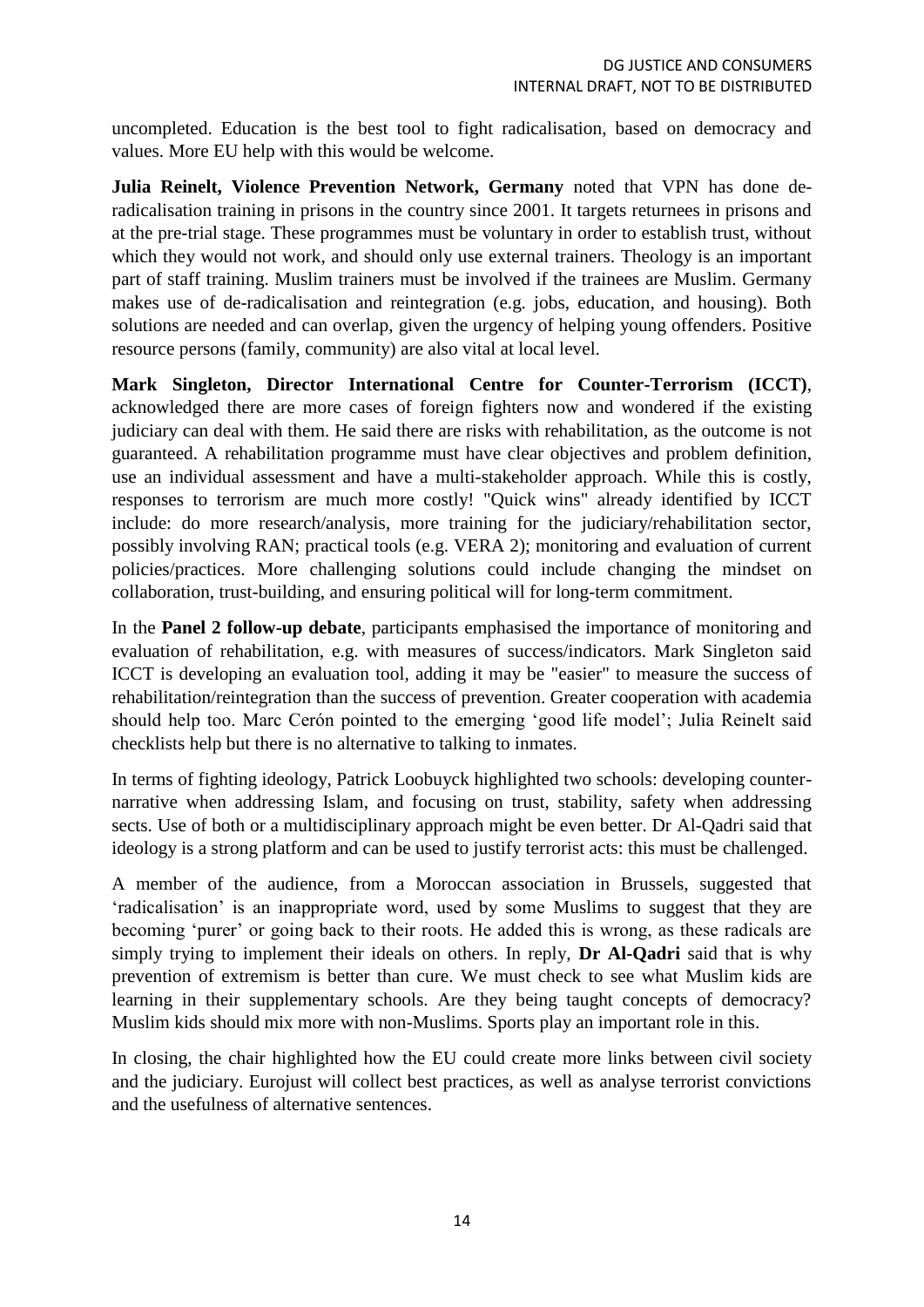uncompleted. Education is the best tool to fight radicalisation, based on democracy and values. More EU help with this would be welcome.

**Julia Reinelt, Violence Prevention Network, Germany** noted that VPN has done de-radicalisation training in prisons in the country since 2001. It targets returnees in prisons and at the pre-trial stage. These programmes must be voluntary in order to establish trust, without which they would not work, and should only use external trainers. Theology is an important part of staff training. Muslim trainers must be involved if the trainees are Muslim. Germany makes use of de-radicalisation and reintegration (e.g. jobs, education, and housing). Both solutions are needed and can overlap, given the urgency of helping young offenders. Positive resource persons (family, community) are also vital at local level.

**Mark Singleton, Director International Centre for Counter-Terrorism (ICCT)**, acknowledged there are more cases of foreign fighters now and wondered if the existing judiciary can deal with them. He said there are risks with rehabilitation, as the outcome is not guaranteed. A rehabilitation programme must have clear objectives and problem definition, use an individual assessment and have a multi-stakeholder approach. While this is costly, responses to terrorism are much more costly! "Quick wins" already identified by ICCT include: do more research/analysis, more training for the judiciary/rehabilitation sector, possibly involving RAN; practical tools (e.g. VERA 2); monitoring and evaluation of current policies/practices. More challenging solutions could include changing the mindset on collaboration, trust-building, and ensuring political will for long-term commitment.

In the **Panel 2 follow-up debate**, participants emphasised the importance of monitoring and evaluation of rehabilitation, e.g. with measures of success/indicators. Mark Singleton said ICCT is developing an evaluation tool, adding it may be "easier" to measure the success of rehabilitation/reintegration than the success of prevention. Greater cooperation with academia should help too. Marc Cerón pointed to the emerging 'good life model'; Julia Reinelt said checklists help but there is no alternative to talking to inmates.

In terms of fighting ideology, Patrick Loobuyck highlighted two schools: developing counter-narrative when addressing Islam, and focusing on trust, stability, safety when addressing sects. Use of both or a multidisciplinary approach might be even better. Dr Al-Qadri said that ideology is a strong platform and can be used to justify terrorist acts: this must be challenged.

A member of the audience, from a Moroccan association in Brussels, suggested that 'radicalisation' is an inappropriate word, used by some Muslims to suggest that they are becoming 'purer' or going back to their roots. He added this is wrong, as these radicals are simply trying to implement their ideals on others. In reply, **Dr Al-Qadri** said that is why prevention of extremism is better than cure. We must check to see what Muslim kids are learning in their supplementary schools. Are they being taught concepts of democracy? Muslim kids should mix more with non-Muslims. Sports play an important role in this.

In closing, the chair highlighted how the EU could create more links between civil society and the judiciary. Eurojust will collect best practices, as well as analyse terrorist convictions and the usefulness of alternative sentences.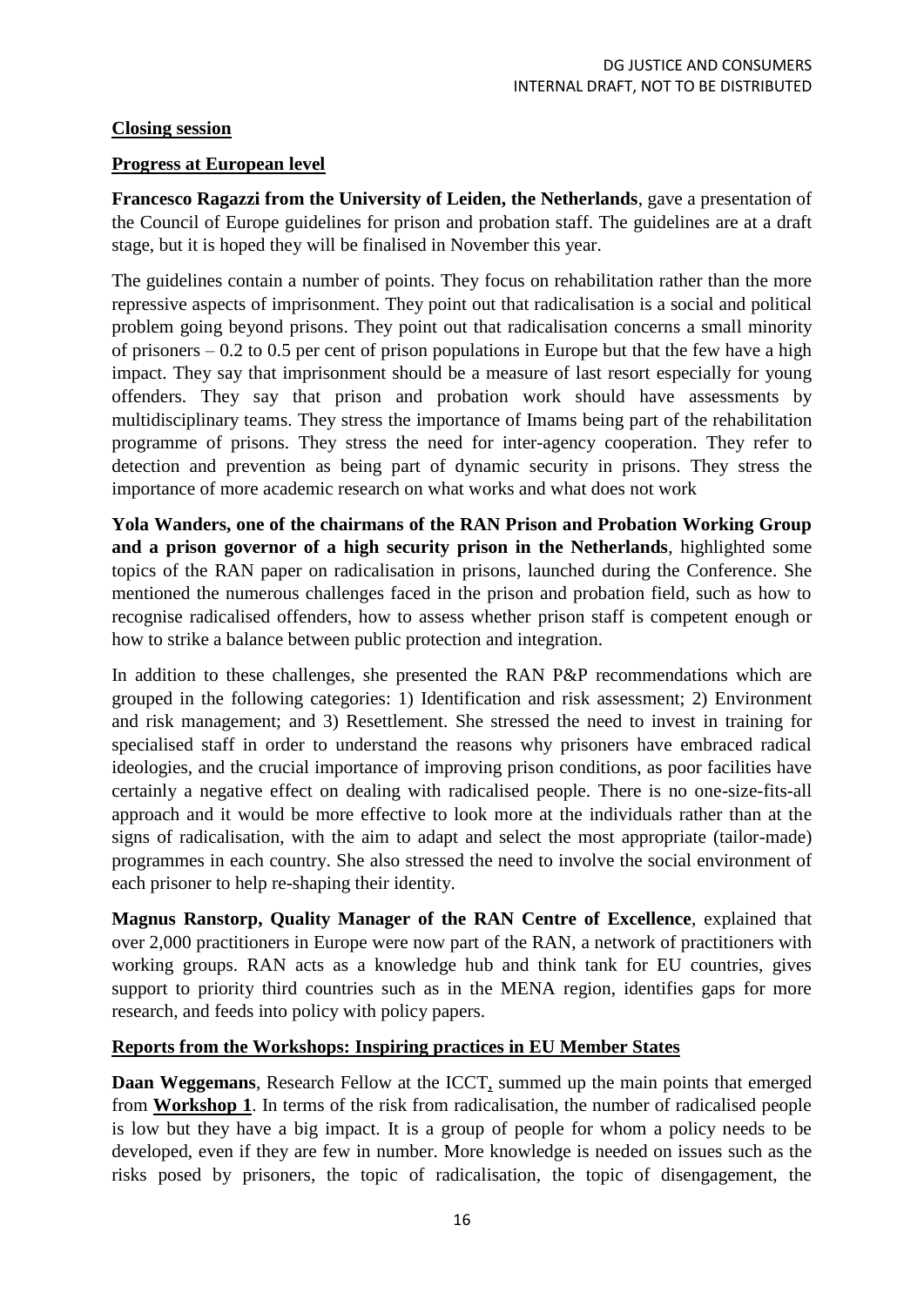**Closing session**

**Progress at European level**

**Francesco Ragazzi from the University of Leiden, the Netherlands**, gave a presentation of the Council of Europe guidelines for prison and probation staff. The guidelines are at a draft stage, but it is hoped they will be finalised in November this year.

The guidelines contain a number of points. They focus on rehabilitation rather than the more repressive aspects of imprisonment. They point out that radicalisation is a social and political problem going beyond prisons. They point out that radicalisation concerns a small minority of prisoners – 0.2 to 0.5 per cent of prison populations in Europe but that the few have a high impact. They say that imprisonment should be a measure of last resort especially for young offenders. They say that prison and probation work should have assessments by multidisciplinary teams. They stress the importance of Imams being part of the rehabilitation programme of prisons. They stress the need for inter-agency cooperation. They refer to detection and prevention as being part of dynamic security in prisons. They stress the importance of more academic research on what works and what does not work

**Yola Wanders, one of the chairmans of the RAN Prison and Probation Working Group and a prison governor of a high security prison in the Netherlands**, highlighted some topics of the RAN paper on radicalisation in prisons, launched during the Conference. She mentioned the numerous challenges faced in the prison and probation field, such as how to recognise radicalised offenders, how to assess whether prison staff is competent enough or how to strike a balance between public protection and integration.

In addition to these challenges, she presented the RAN P&P recommendations which are grouped in the following categories: 1) Identification and risk assessment; 2) Environment and risk management; and 3) Resettlement. She stressed the need to invest in training for specialised staff in order to understand the reasons why prisoners have embraced radical ideologies, and the crucial importance of improving prison conditions, as poor facilities have certainly a negative effect on dealing with radicalised people. There is no one-size-fits-all approach and it would be more effective to look more at the individuals rather than at the signs of radicalisation, with the aim to adapt and select the most appropriate (tailor-made) programmes in each country. She also stressed the need to involve the social environment of each prisoner to help re-shaping their identity.

**Magnus Ranstorp, Quality Manager of the RAN Centre of Excellence**, explained that over 2,000 practitioners in Europe were now part of the RAN, a network of practitioners with working groups. RAN acts as a knowledge hub and think tank for EU countries, gives support to priority third countries such as in the MENA region, identifies gaps for more research, and feeds into policy with policy papers.

**Reports from the Workshops: Inspiring practices in EU Member States**

**Daan Weggemans**, Research Fellow at the ICCT, summed up the main points that emerged from **Workshop 1**. In terms of the risk from radicalisation, the number of radicalised people is low but they have a big impact. It is a group of people for whom a policy needs to be developed, even if they are few in number. More knowledge is needed on issues such as the risks posed by prisoners, the topic of radicalisation, the topic of disengagement, the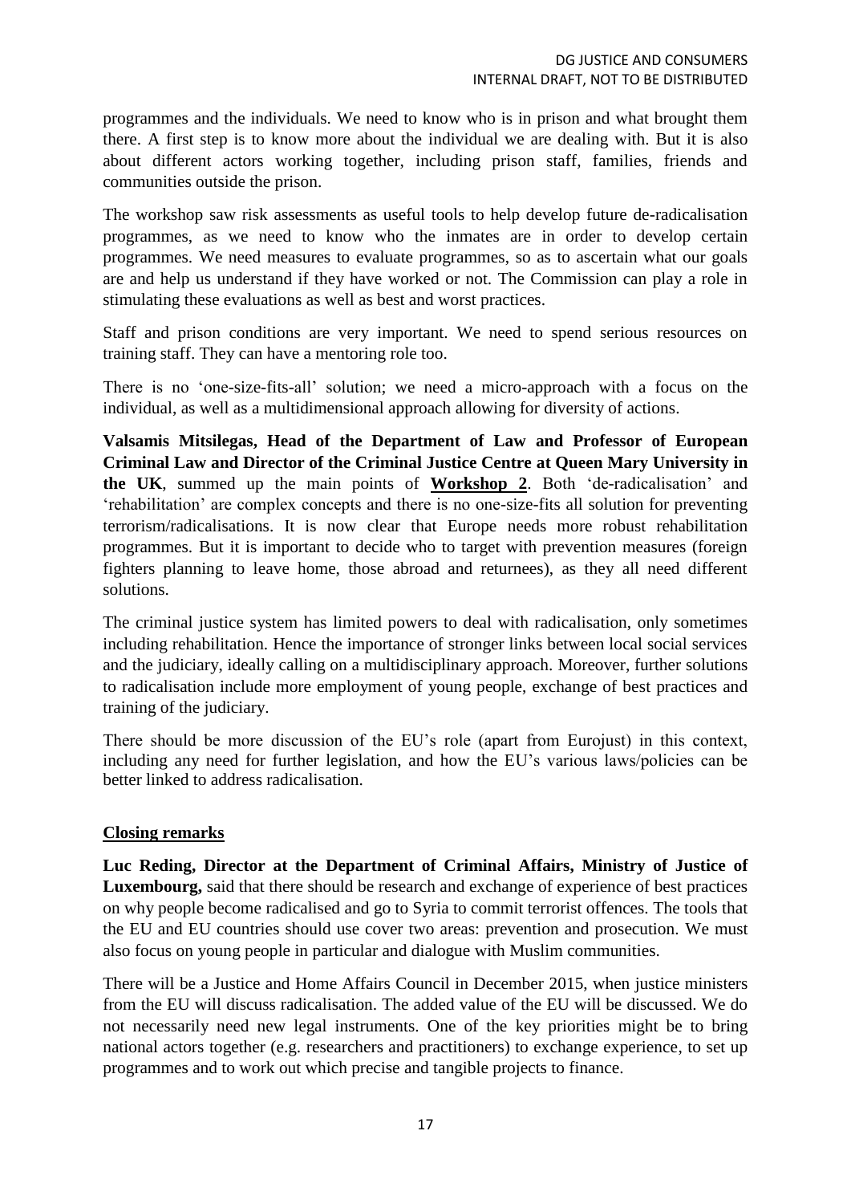programmes and the individuals. We need to know who is in prison and what brought them there. A first step is to know more about the individual we are dealing with. But it is also about different actors working together, including prison staff, families, friends and communities outside the prison.

The workshop saw risk assessments as useful tools to help develop future de-radicalisation programmes, as we need to know who the inmates are in order to develop certain programmes. We need measures to evaluate programmes, so as to ascertain what our goals are and help us understand if they have worked or not. The Commission can play a role in stimulating these evaluations as well as best and worst practices.

Staff and prison conditions are very important. We need to spend serious resources on training staff. They can have a mentoring role too.

There is no 'one-size-fits-all' solution; we need a micro-approach with a focus on the individual, as well as a multidimensional approach allowing for diversity of actions.

**Valsamis Mitsilegas, Head of the Department of Law and Professor of European Criminal Law and Director of the Criminal Justice Centre at Queen Mary University in the UK**, summed up the main points of **Workshop 2**. Both 'de-radicalisation' and 'rehabilitation' are complex concepts and there is no one-size-fits all solution for preventing terrorism/radicalisations. It is now clear that Europe needs more robust rehabilitation programmes. But it is important to decide who to target with prevention measures (foreign fighters planning to leave home, those abroad and returnees), as they all need different solutions.

The criminal justice system has limited powers to deal with radicalisation, only sometimes including rehabilitation. Hence the importance of stronger links between local social services and the judiciary, ideally calling on a multidisciplinary approach. Moreover, further solutions to radicalisation include more employment of young people, exchange of best practices and training of the judiciary.

There should be more discussion of the EU's role (apart from Eurojust) in this context, including any need for further legislation, and how the EU's various laws/policies can be better linked to address radicalisation.

## Closing remarks

**Luc Reding, Director at the Department of Criminal Affairs, Ministry of Justice of Luxembourg,** said that there should be research and exchange of experience of best practices on why people become radicalised and go to Syria to commit terrorist offences. The tools that the EU and EU countries should use cover two areas: prevention and prosecution. We must also focus on young people in particular and dialogue with Muslim communities.

There will be a Justice and Home Affairs Council in December 2015, when justice ministers from the EU will discuss radicalisation. The added value of the EU will be discussed. We do not necessarily need new legal instruments. One of the key priorities might be to bring national actors together (e.g. researchers and practitioners) to exchange experience, to set up programmes and to work out which precise and tangible projects to finance.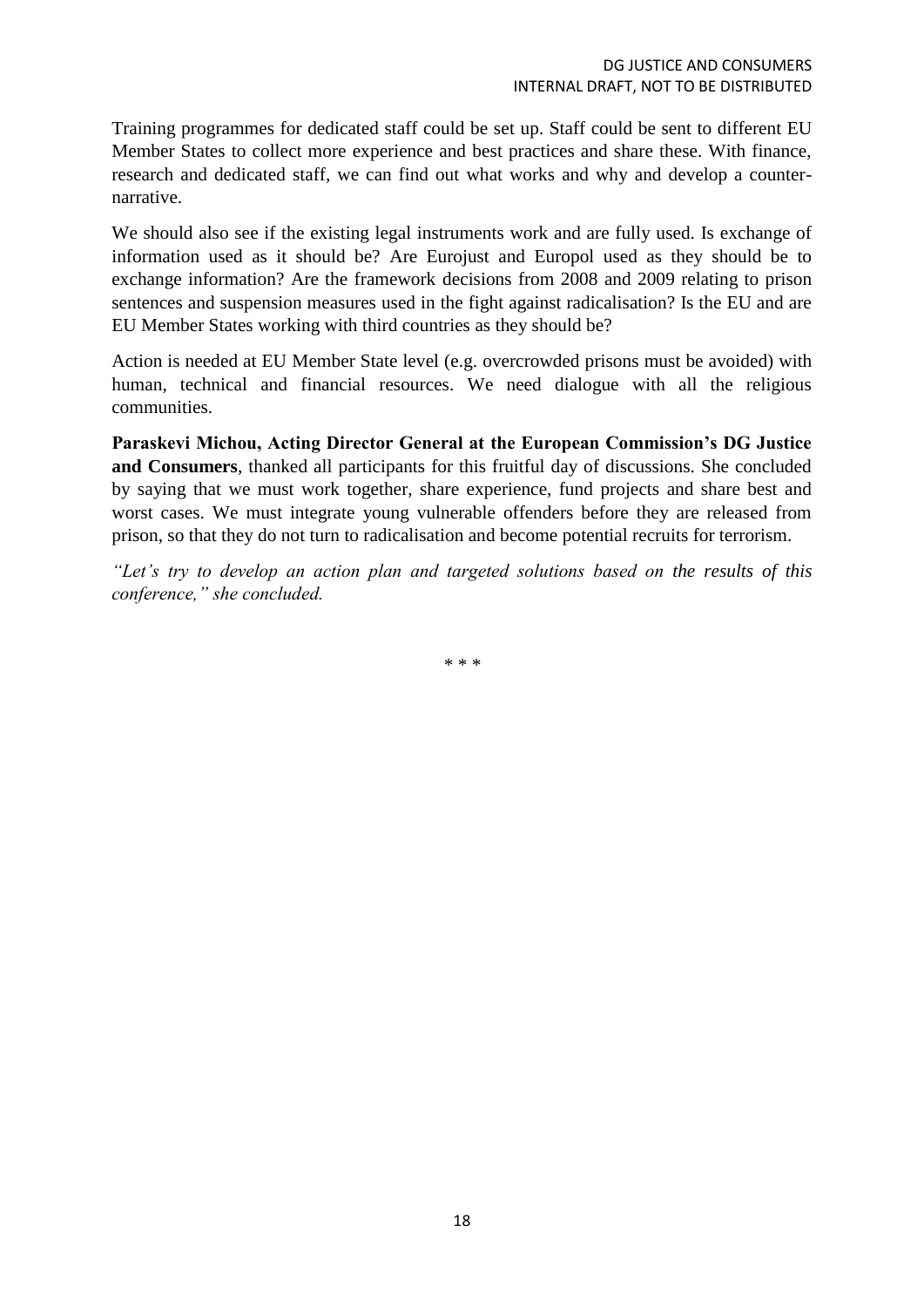Training programmes for dedicated staff could be set up. Staff could be sent to different EU Member States to collect more experience and best practices and share these. With finance, research and dedicated staff, we can find out what works and why and develop a counter-narrative.

We should also see if the existing legal instruments work and are fully used. Is exchange of information used as it should be? Are Eurojust and Europol used as they should be to exchange information? Are the framework decisions from 2008 and 2009 relating to prison sentences and suspension measures used in the fight against radicalisation? Is the EU and are EU Member States working with third countries as they should be?

Action is needed at EU Member State level (e.g. overcrowded prisons must be avoided) with human, technical and financial resources. We need dialogue with all the religious communities.

**Paraskevi Michou, Acting Director General at the European Commission's DG Justice and Consumers**, thanked all participants for this fruitful day of discussions. She concluded by saying that we must work together, share experience, fund projects and share best and worst cases. We must integrate young vulnerable offenders before they are released from prison, so that they do not turn to radicalisation and become potential recruits for terrorism.

*"Let's try to develop an action plan and targeted solutions based on the results of this conference," she concluded.*

* * *